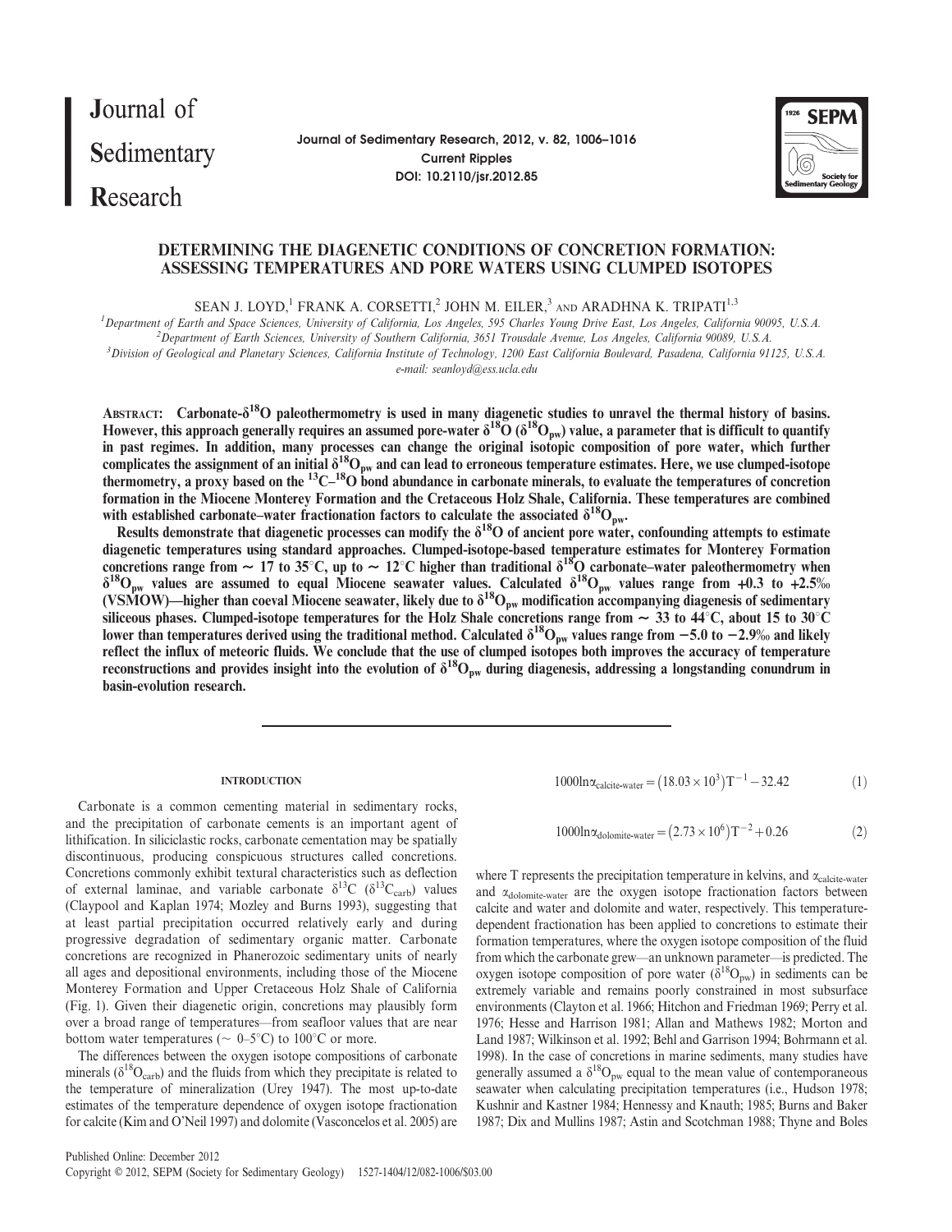# DETERMINING THE DIAGENETIC CONDITIONS OF CONCRETION FORMATION: ASSESSING TEMPERATURES AND PORE WATERS USING CLUMPED ISOTOPES

SEAN J. LOYD,[1] FRANK A. CORSETTI,[2] JOHN M. EILER,[3] AND ARADHNA K. TRIPATI[1,3]

[1]Department of Earth and Space Sciences, University of California, Los Angeles, 595 Charles Young Drive East, Los Angeles, California 90095, U.S.A.
[2]Department of Earth Sciences, University of Southern California, 3651 Trousdale Avenue, Los Angeles, California 90089, U.S.A.
[3]Division of Geological and Planetary Sciences, California Institute of Technology, 1200 East California Boulevard, Pasadena, California 91125, U.S.A.
e-mail: seanloyd@ess.ucla.edu

**ABSTRACT: Carbonate-$\delta^{18}O$ paleothermometry is used in many diagenetic studies to unravel the thermal history of basins. However, this approach generally requires an assumed pore-water $\delta^{18}O$ ($\delta^{18}O_{pw}$) value, a parameter that is difficult to quantify in past regimes. In addition, many processes can change the original isotopic composition of pore water, which further complicates the assignment of an initial $\delta^{18}O_{pw}$ and can lead to erroneous temperature estimates. Here, we use clumped-isotope thermometry, a proxy based on the $^{13}C$–$^{18}O$ bond abundance in carbonate minerals, to evaluate the temperatures of concretion formation in the Miocene Monterey Formation and the Cretaceous Holz Shale, California. These temperatures are combined with established carbonate–water fractionation factors to calculate the associated $\delta^{18}O_{pw}$.**

**Results demonstrate that diagenetic processes can modify the $\delta^{18}O$ of ancient pore water, confounding attempts to estimate diagenetic temperatures using standard approaches. Clumped-isotope-based temperature estimates for Monterey Formation concretions range from ~ 17 to 35°C, up to ~ 12°C higher than traditional $\delta^{18}O$ carbonate–water paleothermometry when $\delta^{18}O_{pw}$ values are assumed to equal Miocene seawater values. Calculated $\delta^{18}O_{pw}$ values range from +0.3 to +2.5‰ (VSMOW)—higher than coeval Miocene seawater, likely due to $\delta^{18}O_{pw}$ modification accompanying diagenesis of sedimentary siliceous phases. Clumped-isotope temperatures for the Holz Shale concretions range from ~ 33 to 44°C, about 15 to 30°C lower than temperatures derived using the traditional method. Calculated $\delta^{18}O_{pw}$ values range from −5.0 to −2.9‰ and likely reflect the influx of meteoric fluids. We conclude that the use of clumped isotopes both improves the accuracy of temperature reconstructions and provides insight into the evolution of $\delta^{18}O_{pw}$ during diagenesis, addressing a longstanding conundrum in basin-evolution research.**

## INTRODUCTION

Carbonate is a common cementing material in sedimentary rocks, and the precipitation of carbonate cements is an important agent of lithification. In siliciclastic rocks, carbonate cementation may be spatially discontinuous, producing conspicuous structures called concretions. Concretions commonly exhibit textural characteristics such as deflection of external laminae, and variable carbonate $\delta^{13}C$ ($\delta^{13}C_{carb}$) values (Claypool and Kaplan 1974; Mozley and Burns 1993), suggesting that at least partial precipitation occurred relatively early and during progressive degradation of sedimentary organic matter. Carbonate concretions are recognized in Phanerozoic sedimentary units of nearly all ages and depositional environments, including those of the Miocene Monterey Formation and Upper Cretaceous Holz Shale of California (Fig. 1). Given their diagenetic origin, concretions may plausibly form over a broad range of temperatures—from seafloor values that are near bottom water temperatures (~ 0–5°C) to 100°C or more.

The differences between the oxygen isotope compositions of carbonate minerals ($\delta^{18}O_{carb}$) and the fluids from which they precipitate is related to the temperature of mineralization (Urey 1947). The most up-to-date estimates of the temperature dependence of oxygen isotope fractionation for calcite (Kim and O'Neil 1997) and dolomite (Vasconcelos et al. 2005) are

$$1000\ln\alpha_{calcite\text{-}water} = \left(18.03\times10^{3}\right)T^{-1} - 32.42 \qquad (1)$$

$$1000\ln\alpha_{dolomite\text{-}water} = \left(2.73\times10^{6}\right)T^{-2} + 0.26 \qquad (2)$$

where T represents the precipitation temperature in kelvins, and $\alpha_{calcite\text{-}water}$ and $\alpha_{dolomite\text{-}water}$ are the oxygen isotope fractionation factors between calcite and water and dolomite and water, respectively. This temperature-dependent fractionation has been applied to concretions to estimate their formation temperatures, where the oxygen isotope composition of the fluid from which the carbonate grew—an unknown parameter—is predicted. The oxygen isotope composition of pore water ($\delta^{18}O_{pw}$) in sediments can be extremely variable and remains poorly constrained in most subsurface environments (Clayton et al. 1966; Hitchon and Friedman 1969; Perry et al. 1976; Hesse and Harrison 1981; Allan and Mathews 1982; Morton and Land 1987; Wilkinson et al. 1992; Behl and Garrison 1994; Bohrmann et al. 1998). In the case of concretions in marine sediments, many studies have generally assumed a $\delta^{18}O_{pw}$ equal to the mean value of contemporaneous seawater when calculating precipitation temperatures (i.e., Hudson 1978; Kushnir and Kastner 1984; Hennessy and Knauth; 1985; Burns and Baker 1987; Dix and Mullins 1987; Astin and Scotchman 1988; Thyne and Boles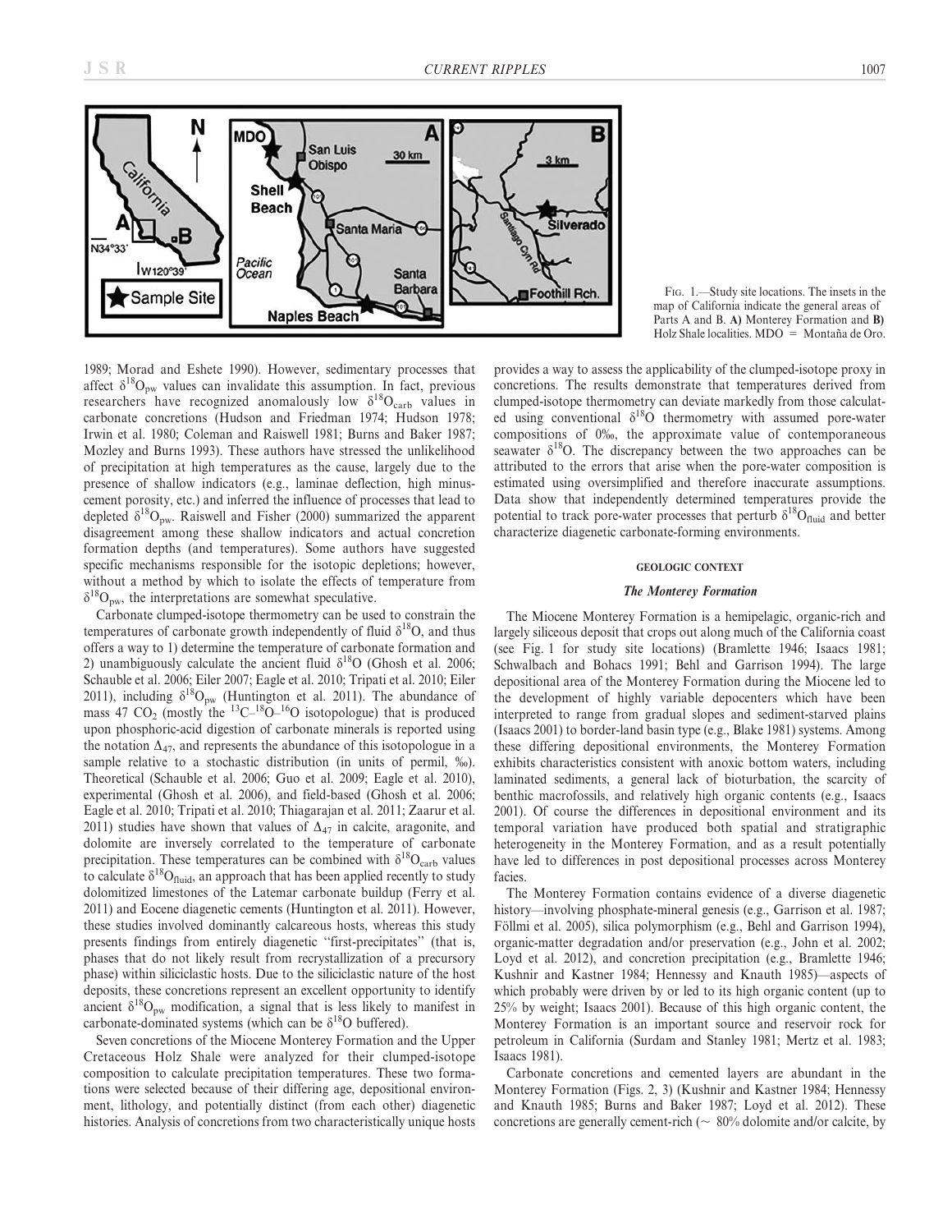FIG. 1.—Study site locations. The insets in the map of California indicate the general areas of Parts A and B. **A)** Monterey Formation and **B)** Holz Shale localities. MDO = Montaña de Oro.

1989; Morad and Eshete 1990). However, sedimentary processes that affect $\delta^{18}O_{pw}$ values can invalidate this assumption. In fact, previous researchers have recognized anomalously low $\delta^{18}O_{carb}$ values in carbonate concretions (Hudson and Friedman 1974; Hudson 1978; Irwin et al. 1980; Coleman and Raiswell 1981; Burns and Baker 1987; Mozley and Burns 1993). These authors have stressed the unlikelihood of precipitation at high temperatures as the cause, largely due to the presence of shallow indicators (e.g., laminae deflection, high minus-cement porosity, etc.) and inferred the influence of processes that lead to depleted $\delta^{18}O_{pw}$. Raiswell and Fisher (2000) summarized the apparent disagreement among these shallow indicators and actual concretion formation depths (and temperatures). Some authors have suggested specific mechanisms responsible for the isotopic depletions; however, without a method by which to isolate the effects of temperature from $\delta^{18}O_{pw}$, the interpretations are somewhat speculative.

Carbonate clumped-isotope thermometry can be used to constrain the temperatures of carbonate growth independently of fluid $\delta^{18}O$, and thus offers a way to 1) determine the temperature of carbonate formation and 2) unambiguously calculate the ancient fluid $\delta^{18}O$ (Ghosh et al. 2006; Schauble et al. 2006; Eiler 2007; Eagle et al. 2010; Tripati et al. 2010; Eiler 2011), including $\delta^{18}O_{pw}$ (Huntington et al. 2011). The abundance of mass 47 $CO_2$ (mostly the $^{13}C$–$^{18}O$–$^{16}O$ isotopologue) that is produced upon phosphoric-acid digestion of carbonate minerals is reported using the notation $\Delta_{47}$, and represents the abundance of this isotopologue in a sample relative to a stochastic distribution (in units of permil, ‰). Theoretical (Schauble et al. 2006; Guo et al. 2009; Eagle et al. 2010), experimental (Ghosh et al. 2006), and field-based (Ghosh et al. 2006; Eagle et al. 2010; Tripati et al. 2010; Thiagarajan et al. 2011; Zaarur et al. 2011) studies have shown that values of $\Delta_{47}$ in calcite, aragonite, and dolomite are inversely correlated to the temperature of carbonate precipitation. These temperatures can be combined with $\delta^{18}O_{carb}$ values to calculate $\delta^{18}O_{fluid}$, an approach that has been applied recently to study dolomitized limestones of the Latemar carbonate buildup (Ferry et al. 2011) and Eocene diagenetic cements (Huntington et al. 2011). However, these studies involved dominantly calcareous hosts, whereas this study presents findings from entirely diagenetic "first-precipitates" (that is, phases that do not likely result from recrystallization of a precursory phase) within siliciclastic hosts. Due to the siliciclastic nature of the host deposits, these concretions represent an excellent opportunity to identify ancient $\delta^{18}O_{pw}$ modification, a signal that is less likely to manifest in carbonate-dominated systems (which can be $\delta^{18}O$ buffered).

Seven concretions of the Miocene Monterey Formation and the Upper Cretaceous Holz Shale were analyzed for their clumped-isotope composition to calculate precipitation temperatures. These two formations were selected because of their differing age, depositional environment, lithology, and potentially distinct (from each other) diagenetic histories. Analysis of concretions from two characteristically unique hosts provides a way to assess the applicability of the clumped-isotope proxy in concretions. The results demonstrate that temperatures derived from clumped-isotope thermometry can deviate markedly from those calculated using conventional $\delta^{18}O$ thermometry with assumed pore-water compositions of 0‰, the approximate value of contemporaneous seawater $\delta^{18}O$. The discrepancy between the two approaches can be attributed to the errors that arise when the pore-water composition is estimated using oversimplified and therefore inaccurate assumptions. Data show that independently determined temperatures provide the potential to track pore-water processes that perturb $\delta^{18}O_{fluid}$ and better characterize diagenetic carbonate-forming environments.

## GEOLOGIC CONTEXT

### *The Monterey Formation*

The Miocene Monterey Formation is a hemipelagic, organic-rich and largely siliceous deposit that crops out along much of the California coast (see Fig. 1 for study site locations) (Bramlette 1946; Isaacs 1981; Schwalbach and Bohacs 1991; Behl and Garrison 1994). The large depositional area of the Monterey Formation during the Miocene led to the development of highly variable depocenters which have been interpreted to range from gradual slopes and sediment-starved plains (Isaacs 2001) to border-land basin type (e.g., Blake 1981) systems. Among these differing depositional environments, the Monterey Formation exhibits characteristics consistent with anoxic bottom waters, including laminated sediments, a general lack of bioturbation, the scarcity of benthic macrofossils, and relatively high organic contents (e.g., Isaacs 2001). Of course the differences in depositional environment and its temporal variation have produced both spatial and stratigraphic heterogeneity in the Monterey Formation, and as a result potentially have led to differences in post depositional processes across Monterey facies.

The Monterey Formation contains evidence of a diverse diagenetic history—involving phosphate-mineral genesis (e.g., Garrison et al. 1987; Föllmi et al. 2005), silica polymorphism (e.g., Behl and Garrison 1994), organic-matter degradation and/or preservation (e.g., John et al. 2002; Loyd et al. 2012), and concretion precipitation (e.g., Bramlette 1946; Kushnir and Kastner 1984; Hennessy and Knauth 1985)—aspects of which probably were driven by or led to its high organic content (up to 25% by weight; Isaacs 2001). Because of this high organic content, the Monterey Formation is an important source and reservoir rock for petroleum in California (Surdam and Stanley 1981; Mertz et al. 1983; Isaacs 1981).

Carbonate concretions and cemented layers are abundant in the Monterey Formation (Figs. 2, 3) (Kushnir and Kastner 1984; Hennessy and Knauth 1985; Burns and Baker 1987; Loyd et al. 2012). These concretions are generally cement-rich (~ 80% dolomite and/or calcite, by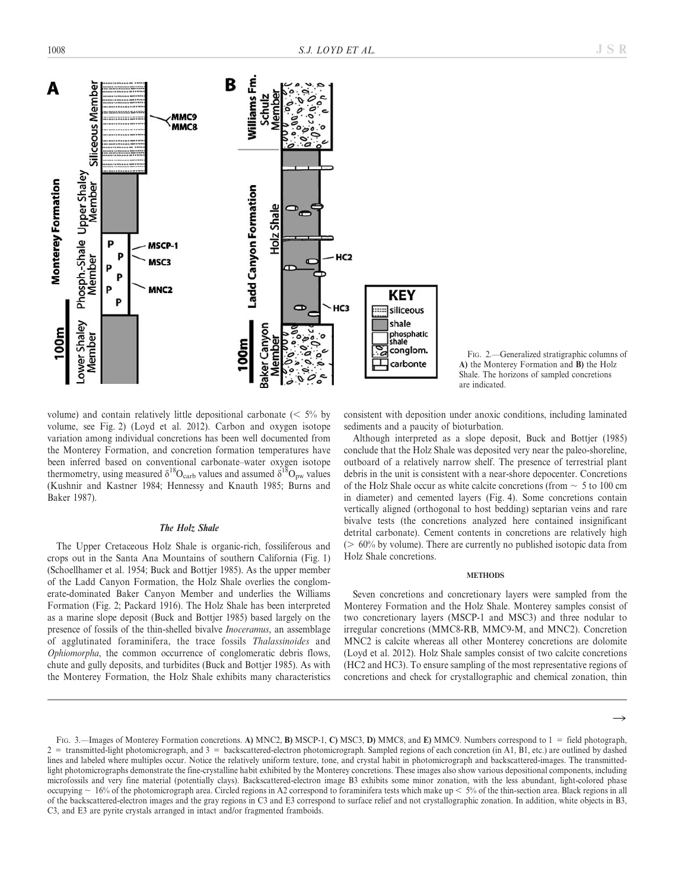FIG. 2.—Generalized stratigraphic columns of **A)** the Monterey Formation and **B)** the Holz Shale. The horizons of sampled concretions are indicated.

volume) and contain relatively little depositional carbonate (< 5% by volume, see Fig. 2) (Loyd et al. 2012). Carbon and oxygen isotope variation among individual concretions has been well documented from the Monterey Formation, and concretion formation temperatures have been inferred based on conventional carbonate–water oxygen isotope thermometry, using measured $\delta^{18}O_{carb}$ values and assumed $\delta^{18}O_{pw}$ values (Kushnir and Kastner 1984; Hennessy and Knauth 1985; Burns and Baker 1987).

### *The Holz Shale*

The Upper Cretaceous Holz Shale is organic-rich, fossiliferous and crops out in the Santa Ana Mountains of southern California (Fig. 1) (Schoellhamer et al. 1954; Buck and Bottjer 1985). As the upper member of the Ladd Canyon Formation, the Holz Shale overlies the conglomerate-dominated Baker Canyon Member and underlies the Williams Formation (Fig. 2; Packard 1916). The Holz Shale has been interpreted as a marine slope deposit (Buck and Bottjer 1985) based largely on the presence of fossils of the thin-shelled bivalve *Inoceramus*, an assemblage of agglutinated foraminifera, the trace fossils *Thalassinoides* and *Ophiomorpha*, the common occurrence of conglomeratic debris flows, chute and gully deposits, and turbidites (Buck and Bottjer 1985). As with the Monterey Formation, the Holz Shale exhibits many characteristics consistent with deposition under anoxic conditions, including laminated sediments and a paucity of bioturbation.

Although interpreted as a slope deposit, Buck and Bottjer (1985) conclude that the Holz Shale was deposited very near the paleo-shoreline, outboard of a relatively narrow shelf. The presence of terrestrial plant debris in the unit is consistent with a near-shore depocenter. Concretions of the Holz Shale occur as white calcite concretions (from ~ 5 to 100 cm in diameter) and cemented layers (Fig. 4). Some concretions contain vertically aligned (orthogonal to host bedding) septarian veins and rare bivalve tests (the concretions analyzed here contained insignificant detrital carbonate). Cement contents in concretions are relatively high (> 60% by volume). There are currently no published isotopic data from Holz Shale concretions.

## METHODS

Seven concretions and concretionary layers were sampled from the Monterey Formation and the Holz Shale. Monterey samples consist of two concretionary layers (MSCP-1 and MSC3) and three nodular to irregular concretions (MMC8-RB, MMC9-M, and MNC2). Concretion MNC2 is calcite whereas all other Monterey concretions are dolomite (Loyd et al. 2012). Holz Shale samples consist of two calcite concretions (HC2 and HC3). To ensure sampling of the most representative regions of concretions and check for crystallographic and chemical zonation, thin

FIG. 3.—Images of Monterey Formation concretions. **A)** MNC2, **B)** MSCP-1, **C)** MSC3, **D)** MMC8, and **E)** MMC9. Numbers correspond to 1 = field photograph, 2 = transmitted-light photomicrograph, and 3 = backscattered-electron photomicrograph. Sampled regions of each concretion (in A1, B1, etc.) are outlined by dashed lines and labeled where multiples occur. Notice the relatively uniform texture, tone, and crystal habit in photomicrograph and backscattered-images. The transmitted-light photomicrographs demonstrate the fine-crystalline habit exhibited by the Monterey concretions. These images also show various depositional components, including microfossils and very fine material (potentially clays). Backscattered-electron image B3 exhibits some minor zonation, with the less abundant, light-colored phase occupying ~ 16% of the photomicrograph area. Circled regions in A2 correspond to foraminifera tests which make up < 5% of the thin-section area. Black regions in all of the backscattered-electron images and the gray regions in C3 and E3 correspond to surface relief and not crystallographic zonation. In addition, white objects in B3, C3, and E3 are pyrite crystals arranged in intact and/or fragmented framboids.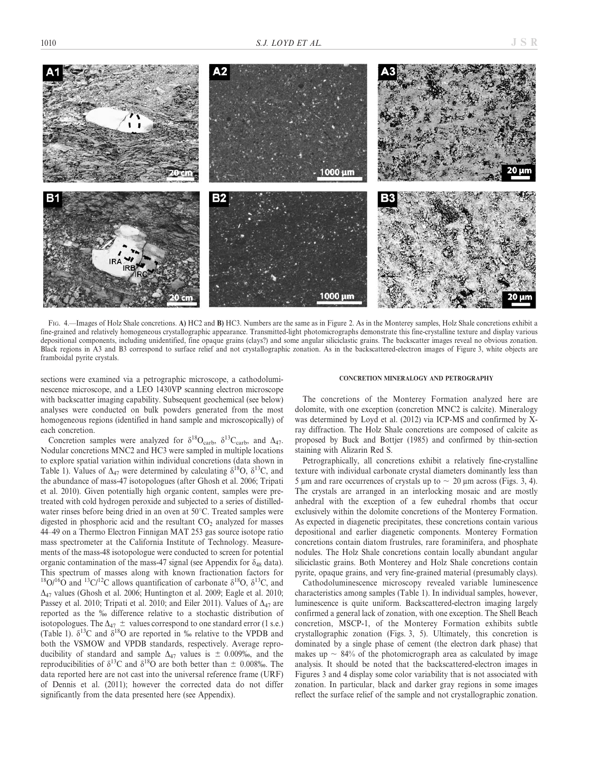FIG. 4.—Images of Holz Shale concretions. **A)** HC2 and **B)** HC3. Numbers are the same as in Figure 2. As in the Monterey samples, Holz Shale concretions exhibit a fine-grained and relatively homogeneous crystallographic appearance. Transmitted-light photomicrographs demonstrate this fine-crystalline texture and display various depositional components, including unidentified, fine opaque grains (clays?) and some angular siliciclastic grains. The backscatter images reveal no obvious zonation. Black regions in A3 and B3 correspond to surface relief and not crystallographic zonation. As in the backscattered-electron images of Figure 3, white objects are framboidal pyrite crystals.

sections were examined via a petrographic microscope, a cathodoluminescence microscope, and a LEO 1430VP scanning electron microscope with backscatter imaging capability. Subsequent geochemical (see below) analyses were conducted on bulk powders generated from the most homogeneous regions (identified in hand sample and microscopically) of each concretion.

Concretion samples were analyzed for $\delta^{18}O_{carb}$, $\delta^{13}C_{carb}$, and $\Delta_{47}$. Nodular concretions MNC2 and HC3 were sampled in multiple locations to explore spatial variation within individual concretions (data shown in Table 1). Values of $\Delta_{47}$ were determined by calculating $\delta^{18}O$, $\delta^{13}C$, and the abundance of mass-47 isotopologues (after Ghosh et al. 2006; Tripati et al. 2010). Given potentially high organic content, samples were pretreated with cold hydrogen peroxide and subjected to a series of distilled-water rinses before being dried in an oven at 50°C. Treated samples were digested in phosphoric acid and the resultant $CO_2$ analyzed for masses 44–49 on a Thermo Electron Finnigan MAT 253 gas source isotope ratio mass spectrometer at the California Institute of Technology. Measurements of the mass-48 isotopologue were conducted to screen for potential organic contamination of the mass-47 signal (see Appendix for $\delta_{48}$ data). This spectrum of masses along with known fractionation factors for $^{18}O/^{16}O$ and $^{13}C/^{12}C$ allows quantification of carbonate $\delta^{18}O$, $\delta^{13}C$, and $\Delta_{47}$ values (Ghosh et al. 2006; Huntington et al. 2009; Eagle et al. 2010; Passey et al. 2010; Tripati et al. 2010; and Eiler 2011). Values of $\Delta_{47}$ are reported as the ‰ difference relative to a stochastic distribution of isotopologues. The $\Delta_{47}$ ± values correspond to one standard error (1 s.e.) (Table 1). $\delta^{13}C$ and $\delta^{18}O$ are reported in ‰ relative to the VPDB and both the VSMOW and VPDB standards, respectively. Average reproducibility of standard and sample $\Delta_{47}$ values is ± 0.009‰, and the reproducibilities of $\delta^{13}C$ and $\delta^{18}O$ are both better than ± 0.008‰. The data reported here are not cast into the universal reference frame (URF) of Dennis et al. (2011); however the corrected data do not differ significantly from the data presented here (see Appendix).

## CONCRETION MINERALOGY AND PETROGRAPHY

The concretions of the Monterey Formation analyzed here are dolomite, with one exception (concretion MNC2 is calcite). Mineralogy was determined by Loyd et al. (2012) via ICP-MS and confirmed by X-ray diffraction. The Holz Shale concretions are composed of calcite as proposed by Buck and Bottjer (1985) and confirmed by thin-section staining with Alizarin Red S.

Petrographically, all concretions exhibit a relatively fine-crystalline texture with individual carbonate crystal diameters dominantly less than 5 μm and rare occurrences of crystals up to ~ 20 μm across (Figs. 3, 4). The crystals are arranged in an interlocking mosaic and are mostly anhedral with the exception of a few euhedral rhombs that occur exclusively within the dolomite concretions of the Monterey Formation. As expected in diagenetic precipitates, these concretions contain various depositional and earlier diagenetic components. Monterey Formation concretions contain diatom frustrules, rare foraminifera, and phosphate nodules. The Holz Shale concretions contain locally abundant angular siliciclastic grains. Both Monterey and Holz Shale concretions contain pyrite, opaque grains, and very fine-grained material (presumably clays).

Cathodoluminescence microscopy revealed variable luminescence characteristics among samples (Table 1). In individual samples, however, luminescence is quite uniform. Backscattered-electron imaging largely confirmed a general lack of zonation, with one exception. The Shell Beach concretion, MSCP-1, of the Monterey Formation exhibits subtle crystallographic zonation (Figs. 3, 5). Ultimately, this concretion is dominated by a single phase of cement (the electron dark phase) that makes up ~ 84% of the photomicrograph area as calculated by image analysis. It should be noted that the backscattered-electron images in Figures 3 and 4 display some color variability that is not associated with zonation. In particular, black and darker gray regions in some images reflect the surface relief of the sample and not crystallographic zonation.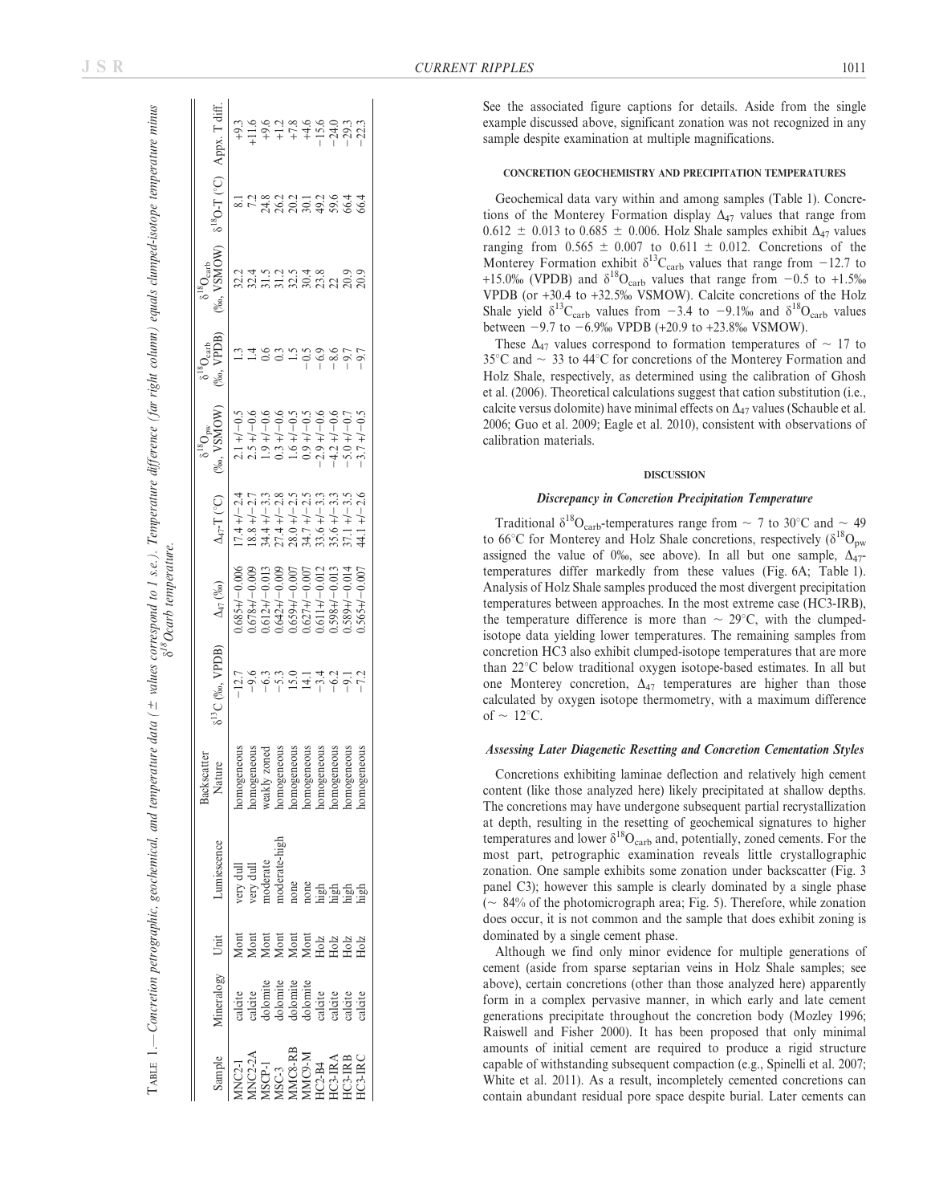TABLE 1.—Concretion petrographic, geochemical, and temperature data (± values correspond to 1 s.e.). Temperature difference (far right column) equals clumped-isotope temperature minus $\delta^{18}O_{carb}$ temperature.

| Sample | Mineralogy | Unit | Lumiescence | Backscatter Nature | $\delta^{13}C$ (‰, VPDB) | $\Delta_{47}$ (‰) | $\Delta_{47}$-T (°C) | $\delta^{18}O_{pw}$ (‰, VSMOW) | $\delta^{18}O_{carb}$ (‰, VPDB) | $\delta^{18}O_{carb}$ (‰, VSMOW) | $\delta^{18}O$-T (°C) | Appx. T diff. |
|---|---|---|---|---|---|---|---|---|---|---|---|---|
| MNC2-1 | calcite | Mont | very dull | homogeneous | −12.7 | 0.685+/−0.006 | 17.4 +/− 2.4 | 2.1 +/− 0.5 | 1.3 | 32.2 | 8.1 | +9.3 |
| MNC2-2A | calcite | Mont | very dull | homogeneous | −9.6 | 0.678+/−0.009 | 18.8 +/− 2.7 | 2.5 +/− 0.6 | 1.4 | 32.4 | 7.2 | +11.6 |
| MSCP-1 | dolomite | Mont | moderate | weakly zoned | −6.3 | 0.612+/−0.013 | 34.4 +/− 3.3 | 1.9 +/− 0.6 | 0.6 | 31.5 | 24.8 | +9.6 |
| MSC-3 | dolomite | Mont | moderate-high | homogeneous | −5.3 | 0.642+/−0.009 | 27.4 +/− 2.8 | 0.3 +/− 0.6 | 0.3 | 31.2 | 26.2 | +1.2 |
| MMC8-RB | dolomite | Mont | none | homogeneous | 15.0 | 0.659+/−0.007 | 28.0 +/− 2.5 | 1.6 +/− 0.5 | 1.5 | 32.5 | 20.2 | +7.8 |
| MMC9-M | dolomite | Mont | none | homogeneous | 14.1 | 0.627+/−0.007 | 34.7 +/− 2.5 | 0.9 +/− 0.5 | −0.5 | 30.4 | 30.1 | +4.6 |
| HC2-B4 | calcite | Holz | high | homogeneous | −3.4 | 0.611+/−0.012 | 33.6 +/− 3.3 | −2.9 +/− 0.6 | −6.9 | 23.8 | 49.2 | −15.6 |
| HC3-IRA | calcite | Holz | high | homogeneous | −6.2 | 0.598+/−0.013 | 35.6 +/− 3.3 | −4.2 +/− 0.6 | −8.6 | 22 | 59.6 | −24.0 |
| HC3-IRB | calcite | Holz | high | homogeneous | −9.1 | 0.589+/−0.014 | 37.1 +/− 3.5 | −5.0 +/− 0.7 | −9.7 | 20.9 | 66.4 | −29.3 |
| HC3-IRC | calcite | Holz | high | homogeneous | −7.2 | 0.565+/−0.007 | 44.1 +/− 2.6 | −3.7 +/− 0.5 | −9.7 | 20.9 | 66.4 | −22.3 |

See the associated figure captions for details. Aside from the single example discussed above, significant zonation was not recognized in any sample despite examination at multiple magnifications.

## CONCRETION GEOCHEMISTRY AND PRECIPITATION TEMPERATURES

Geochemical data vary within and among samples (Table 1). Concretions of the Monterey Formation display $\Delta_{47}$ values that range from 0.612 ± 0.013 to 0.685 ± 0.006. Holz Shale samples exhibit $\Delta_{47}$ values ranging from 0.565 ± 0.007 to 0.611 ± 0.012. Concretions of the Monterey Formation exhibit $\delta^{13}C_{carb}$ values that range from −12.7 to +15.0‰ (VPDB) and $\delta^{18}O_{carb}$ values that range from −0.5 to +1.5‰ VPDB (or +30.4 to +32.5‰ VSMOW). Calcite concretions of the Holz Shale yield $\delta^{13}C_{carb}$ values from −3.4 to −9.1‰ and $\delta^{18}O_{carb}$ values between −9.7 to −6.9‰ VPDB (+20.9 to +23.8‰ VSMOW).

These $\Delta_{47}$ values correspond to formation temperatures of ~ 17 to 35°C and ~ 33 to 44°C for concretions of the Monterey Formation and Holz Shale, respectively, as determined using the calibration of Ghosh et al. (2006). Theoretical calculations suggest that cation substitution (i.e., calcite versus dolomite) have minimal effects on $\Delta_{47}$ values (Schauble et al. 2006; Guo et al. 2009; Eagle et al. 2010), consistent with observations of calibration materials.

## DISCUSSION

### *Discrepancy in Concretion Precipitation Temperature*

Traditional $\delta^{18}O_{carb}$-temperatures range from ~ 7 to 30°C and ~ 49 to 66°C for Monterey and Holz Shale concretions, respectively ($\delta^{18}O_{pw}$ assigned the value of 0‰, see above). In all but one sample, $\Delta_{47}$-temperatures differ markedly from these values (Fig. 6A; Table 1). Analysis of Holz Shale samples produced the most divergent precipitation temperatures between approaches. In the most extreme case (HC3-IRB), the temperature difference is more than ~ 29°C, with the clumped-isotope data yielding lower temperatures. The remaining samples from concretion HC3 also exhibit clumped-isotope temperatures that are more than 22°C below traditional oxygen isotope-based estimates. In all but one Monterey concretion, $\Delta_{47}$ temperatures are higher than those calculated by oxygen isotope thermometry, with a maximum difference of ~ 12°C.

### *Assessing Later Diagenetic Resetting and Concretion Cementation Styles*

Concretions exhibiting laminae deflection and relatively high cement content (like those analyzed here) likely precipitated at shallow depths. The concretions may have undergone subsequent partial recrystallization at depth, resulting in the resetting of geochemical signatures to higher temperatures and lower $\delta^{18}O_{carb}$ and, potentially, zoned cements. For the most part, petrographic examination reveals little crystallographic zonation. One sample exhibits some zonation under backscatter (Fig. 3 panel C3); however this sample is clearly dominated by a single phase (~ 84% of the photomicrograph area; Fig. 5). Therefore, while zonation does occur, it is not common and the sample that does exhibit zoning is dominated by a single cement phase.

Although we find only minor evidence for multiple generations of cement (aside from sparse septarian veins in Holz Shale samples; see above), certain concretions (other than those analyzed here) apparently form in a complex pervasive manner, in which early and late cement generations precipitate throughout the concretion body (Mozley 1996; Raiswell and Fisher 2000). It has been proposed that only minimal amounts of initial cement are required to produce a rigid structure capable of withstanding subsequent compaction (e.g., Spinelli et al. 2007; White et al. 2011). As a result, incompletely cemented concretions can contain abundant residual pore space despite burial. Later cements can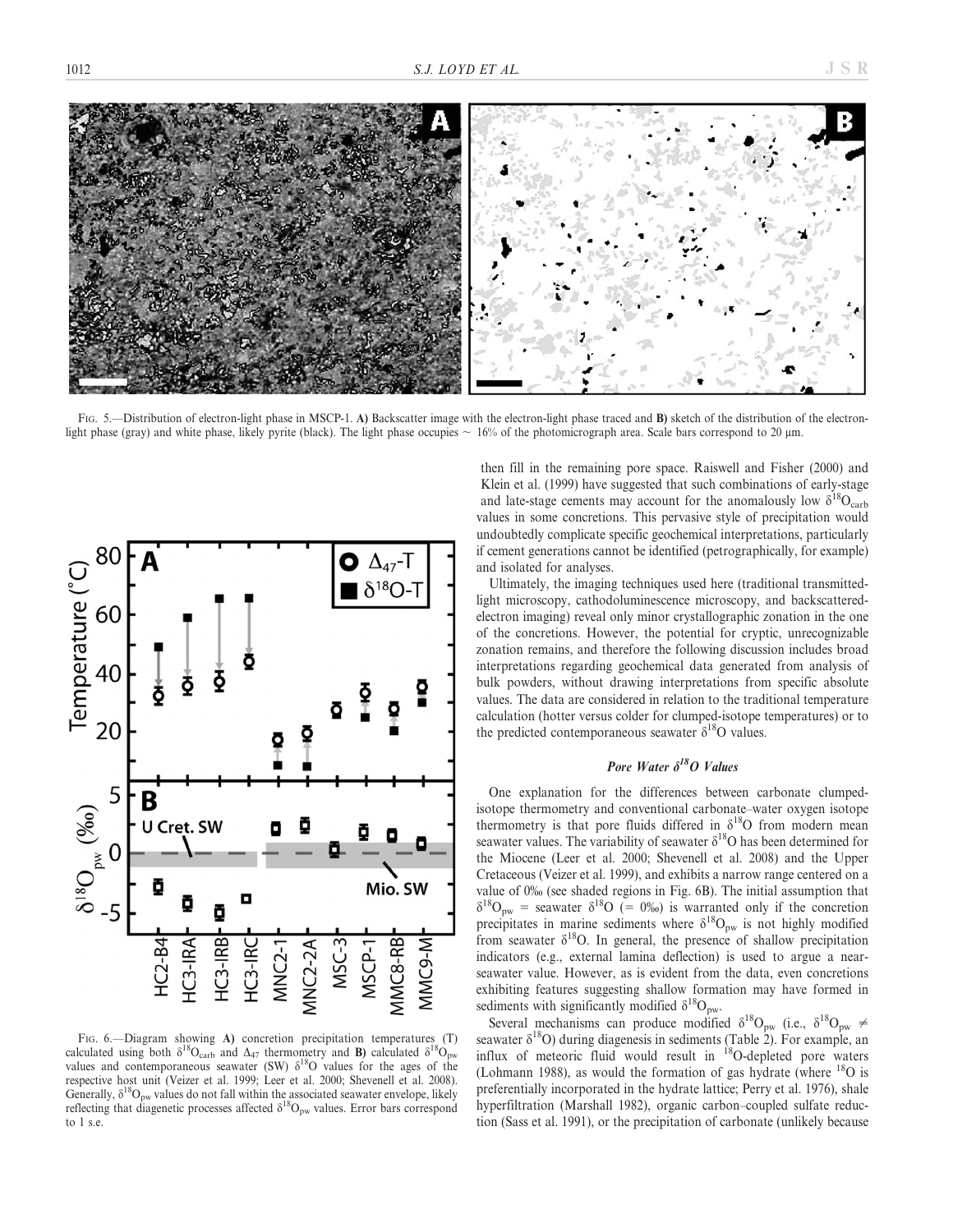FIG. 5.—Distribution of electron-light phase in MSCP-1. **A)** Backscatter image with the electron-light phase traced and **B)** sketch of the distribution of the electron-light phase (gray) and white phase, likely pyrite (black). The light phase occupies ~ 16% of the photomicrograph area. Scale bars correspond to 20 μm.

FIG. 6.—Diagram showing **A)** concretion precipitation temperatures (T) calculated using both $\delta^{18}O_{carb}$ and $\Delta_{47}$ thermometry and **B)** calculated $\delta^{18}O_{pw}$ values and contemporaneous seawater (SW) $\delta^{18}O$ values for the ages of the respective host unit (Veizer et al. 1999; Leer et al. 2000; Shevenell et al. 2008). Generally, $\delta^{18}O_{pw}$ values do not fall within the associated seawater envelope, likely reflecting that diagenetic processes affected $\delta^{18}O_{pw}$ values. Error bars correspond to 1 s.e.

then fill in the remaining pore space. Raiswell and Fisher (2000) and Klein et al. (1999) have suggested that such combinations of early-stage and late-stage cements may account for the anomalously low $\delta^{18}O_{carb}$ values in some concretions. This pervasive style of precipitation would undoubtedly complicate specific geochemical interpretations, particularly if cement generations cannot be identified (petrographically, for example) and isolated for analyses.

Ultimately, the imaging techniques used here (traditional transmitted-light microscopy, cathodoluminescence microscopy, and backscattered-electron imaging) reveal only minor crystallographic zonation in the one of the concretions. However, the potential for cryptic, unrecognizable zonation remains, and therefore the following discussion includes broad interpretations regarding geochemical data generated from analysis of bulk powders, without drawing interpretations from specific absolute values. The data are considered in relation to the traditional temperature calculation (hotter versus colder for clumped-isotope temperatures) or to the predicted contemporaneous seawater $\delta^{18}O$ values.

### *Pore Water $\delta^{18}O$ Values*

One explanation for the differences between carbonate clumped-isotope thermometry and conventional carbonate–water oxygen isotope thermometry is that pore fluids differed in $\delta^{18}O$ from modern mean seawater values. The variability of seawater $\delta^{18}O$ has been determined for the Miocene (Leer et al. 2000; Shevenell et al. 2008) and the Upper Cretaceous (Veizer et al. 1999), and exhibits a narrow range centered on a value of 0‰ (see shaded regions in Fig. 6B). The initial assumption that $\delta^{18}O_{pw}$ = seawater $\delta^{18}O$ (= 0‰) is warranted only if the concretion precipitates in marine sediments where $\delta^{18}O_{pw}$ is not highly modified from seawater $\delta^{18}O$. In general, the presence of shallow precipitation indicators (e.g., external lamina deflection) is used to argue a near-seawater value. However, as is evident from the data, even concretions exhibiting features suggesting shallow formation may have formed in sediments with significantly modified $\delta^{18}O_{pw}$.

Several mechanisms can produce modified $\delta^{18}O_{pw}$ (i.e., $\delta^{18}O_{pw} \neq$ seawater $\delta^{18}O$) during diagenesis in sediments (Table 2). For example, an influx of meteoric fluid would result in $^{18}O$-depleted pore waters (Lohmann 1988), as would the formation of gas hydrate (where $^{18}O$ is preferentially incorporated in the hydrate lattice; Perry et al. 1976), shale hyperfiltration (Marshall 1982), organic carbon–coupled sulfate reduction (Sass et al. 1991), or the precipitation of carbonate (unlikely because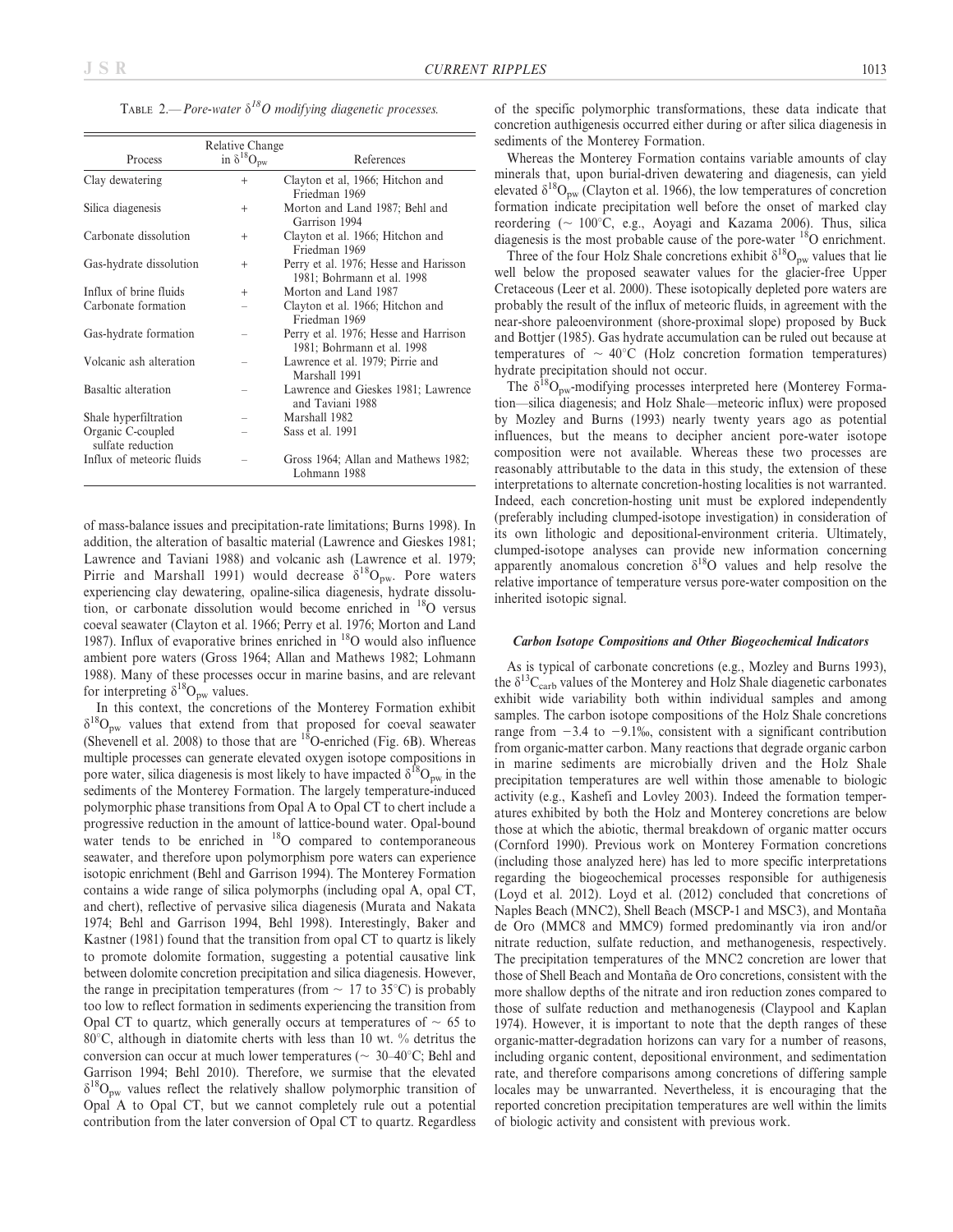TABLE 2.— *Pore-water $\delta^{18}O$ modifying diagenetic processes.*

| Process | Relative Change in $\delta^{18}O_{pw}$ | References |
|---|---|---|
| Clay dewatering | + | Clayton et al, 1966; Hitchon and Friedman 1969 |
| Silica diagenesis | + | Morton and Land 1987; Behl and Garrison 1994 |
| Carbonate dissolution | + | Clayton et al. 1966; Hitchon and Friedman 1969 |
| Gas-hydrate dissolution | + | Perry et al. 1976; Hesse and Harisson 1981; Bohrmann et al. 1998 |
| Influx of brine fluids | + | Morton and Land 1987 |
| Carbonate formation | – | Clayton et al. 1966; Hitchon and Friedman 1969 |
| Gas-hydrate formation | – | Perry et al. 1976; Hesse and Harrison 1981; Bohrmann et al. 1998 |
| Volcanic ash alteration | – | Lawrence et al. 1979; Pirrie and Marshall 1991 |
| Basaltic alteration | – | Lawrence and Gieskes 1981; Lawrence and Taviani 1988 |
| Shale hyperfiltration | – | Marshall 1982 |
| Organic C-coupled sulfate reduction | – | Sass et al. 1991 |
| Influx of meteoric fluids | – | Gross 1964; Allan and Mathews 1982; Lohmann 1988 |

of mass-balance issues and precipitation-rate limitations; Burns 1998). In addition, the alteration of basaltic material (Lawrence and Gieskes 1981; Lawrence and Taviani 1988) and volcanic ash (Lawrence et al. 1979; Pirrie and Marshall 1991) would decrease $\delta^{18}O_{pw}$. Pore waters experiencing clay dewatering, opaline-silica diagenesis, hydrate dissolution, or carbonate dissolution would become enriched in $^{18}O$ versus coeval seawater (Clayton et al. 1966; Perry et al. 1976; Morton and Land 1987). Influx of evaporative brines enriched in $^{18}O$ would also influence ambient pore waters (Gross 1964; Allan and Mathews 1982; Lohmann 1988). Many of these processes occur in marine basins, and are relevant for interpreting $\delta^{18}O_{pw}$ values.

In this context, the concretions of the Monterey Formation exhibit $\delta^{18}O_{pw}$ values that extend from that proposed for coeval seawater (Shevenell et al. 2008) to those that are $^{18}O$-enriched (Fig. 6B). Whereas multiple processes can generate elevated oxygen isotope compositions in pore water, silica diagenesis is most likely to have impacted $\delta^{18}O_{pw}$ in the sediments of the Monterey Formation. The largely temperature-induced polymorphic phase transitions from Opal A to Opal CT to chert include a progressive reduction in the amount of lattice-bound water. Opal-bound water tends to be enriched in $^{18}O$ compared to contemporaneous seawater, and therefore upon polymorphism pore waters can experience isotopic enrichment (Behl and Garrison 1994). The Monterey Formation contains a wide range of silica polymorphs (including opal A, opal CT, and chert), reflective of pervasive silica diagenesis (Murata and Nakata 1974; Behl and Garrison 1994, Behl 1998). Interestingly, Baker and Kastner (1981) found that the transition from opal CT to quartz is likely to promote dolomite formation, suggesting a potential causative link between dolomite concretion precipitation and silica diagenesis. However, the range in precipitation temperatures (from ~ 17 to 35°C) is probably too low to reflect formation in sediments experiencing the transition from Opal CT to quartz, which generally occurs at temperatures of ~ 65 to 80°C, although in diatomite cherts with less than 10 wt. % detritus the conversion can occur at much lower temperatures (~ 30–40°C; Behl and Garrison 1994; Behl 2010). Therefore, we surmise that the elevated $\delta^{18}O_{pw}$ values reflect the relatively shallow polymorphic transition of Opal A to Opal CT, but we cannot completely rule out a potential contribution from the later conversion of Opal CT to quartz. Regardless of the specific polymorphic transformations, these data indicate that concretion authigenesis occurred either during or after silica diagenesis in sediments of the Monterey Formation.

Whereas the Monterey Formation contains variable amounts of clay minerals that, upon burial-driven dewatering and diagenesis, can yield elevated $\delta^{18}O_{pw}$ (Clayton et al. 1966), the low temperatures of concretion formation indicate precipitation well before the onset of marked clay reordering (~ 100°C, e.g., Aoyagi and Kazama 2006). Thus, silica diagenesis is the most probable cause of the pore-water $^{18}O$ enrichment.

Three of the four Holz Shale concretions exhibit $\delta^{18}O_{pw}$ values that lie well below the proposed seawater values for the glacier-free Upper Cretaceous (Leer et al. 2000). These isotopically depleted pore waters are probably the result of the influx of meteoric fluids, in agreement with the near-shore paleoenvironment (shore-proximal slope) proposed by Buck and Bottjer (1985). Gas hydrate accumulation can be ruled out because at temperatures of ~ 40°C (Holz concretion formation temperatures) hydrate precipitation should not occur.

The $\delta^{18}O_{pw}$-modifying processes interpreted here (Monterey Formation—silica diagenesis; and Holz Shale—meteoric influx) were proposed by Mozley and Burns (1993) nearly twenty years ago as potential influences, but the means to decipher ancient pore-water isotope composition were not available. Whereas these two processes are reasonably attributable to the data in this study, the extension of these interpretations to alternate concretion-hosting localities is not warranted. Indeed, each concretion-hosting unit must be explored independently (preferably including clumped-isotope investigation) in consideration of its own lithologic and depositional-environment criteria. Ultimately, clumped-isotope analyses can provide new information concerning apparently anomalous concretion $\delta^{18}O$ values and help resolve the relative importance of temperature versus pore-water composition on the inherited isotopic signal.

### *Carbon Isotope Compositions and Other Biogeochemical Indicators*

As is typical of carbonate concretions (e.g., Mozley and Burns 1993), the $\delta^{13}C_{carb}$ values of the Monterey and Holz Shale diagenetic carbonates exhibit wide variability both within individual samples and among samples. The carbon isotope compositions of the Holz Shale concretions range from −3.4 to −9.1‰, consistent with a significant contribution from organic-matter carbon. Many reactions that degrade organic carbon in marine sediments are microbially driven and the Holz Shale precipitation temperatures are well within those amenable to biologic activity (e.g., Kashefi and Lovley 2003). Indeed the formation temperatures exhibited by both the Holz and Monterey concretions are below those at which the abiotic, thermal breakdown of organic matter occurs (Cornford 1990). Previous work on Monterey Formation concretions (including those analyzed here) has led to more specific interpretations regarding the biogeochemical processes responsible for authigenesis (Loyd et al. 2012). Loyd et al. (2012) concluded that concretions of Naples Beach (MNC2), Shell Beach (MSCP-1 and MSC3), and Montaña de Oro (MMC8 and MMC9) formed predominantly via iron and/or nitrate reduction, sulfate reduction, and methanogenesis, respectively. The precipitation temperatures of the MNC2 concretion are lower that those of Shell Beach and Montaña de Oro concretions, consistent with the more shallow depths of the nitrate and iron reduction zones compared to those of sulfate reduction and methanogenesis (Claypool and Kaplan 1974). However, it is important to note that the depth ranges of these organic-matter-degradation horizons can vary for a number of reasons, including organic content, depositional environment, and sedimentation rate, and therefore comparisons among concretions of differing sample locales may be unwarranted. Nevertheless, it is encouraging that the reported concretion precipitation temperatures are well within the limits of biologic activity and consistent with previous work.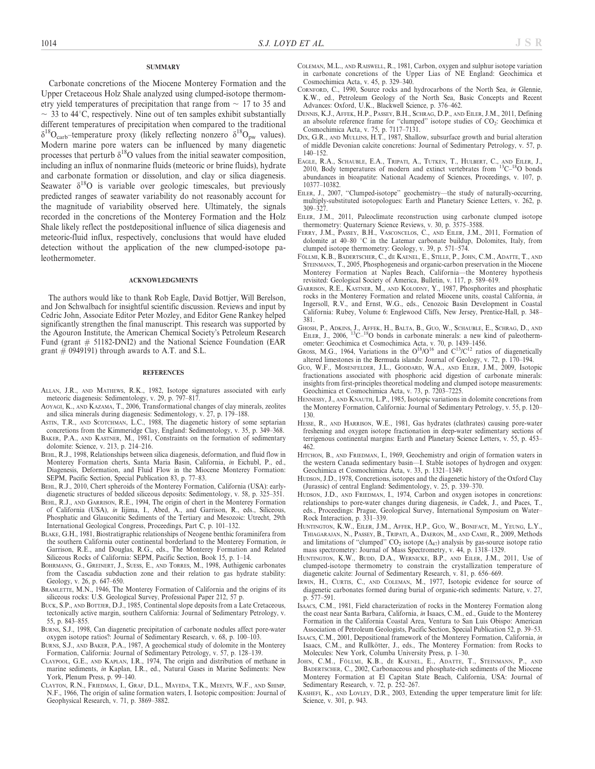## SUMMARY

Carbonate concretions of the Miocene Monterey Formation and the Upper Cretaceous Holz Shale analyzed using clumped-isotope thermometry yield temperatures of precipitation that range from ~ 17 to 35 and ~ 33 to 44°C, respectively. Nine out of ten samples exhibit substantially different temperatures of precipitation when compared to the traditional $\delta^{18}O_{carb}$–temperature proxy (likely reflecting nonzero $\delta^{18}O_{pw}$ values). Modern marine pore waters can be influenced by many diagenetic processes that perturb $\delta^{18}O$ values from the initial seawater composition, including an influx of nonmarine fluids (meteoric or brine fluids), hydrate and carbonate formation or dissolution, and clay or silica diagenesis. Seawater $\delta^{18}O$ is variable over geologic timescales, but previously predicted ranges of seawater variability do not reasonably account for the magnitude of variability observed here. Ultimately, the signals recorded in the concretions of the Monterey Formation and the Holz Shale likely reflect the postdepositional influence of silica diagenesis and meteoric-fluid influx, respectively, conclusions that would have eluded detection without the application of the new clumped-isotope paleothermometer.

## ACKNOWLEDGMENTS

The authors would like to thank Rob Eagle, David Bottjer, Will Berelson, and Jon Schwalbach for insightful scientific discussion. Reviews and input by Cedric John, Associate Editor Peter Mozley, and Editor Gene Rankey helped significantly strengthen the final manuscript. This research was supported by the Agouron Institute, the American Chemical Society's Petroleum Research Fund (grant # 51182-DNI2) and the National Science Foundation (EAR grant # 0949191) through awards to A.T. and S.L.

## REFERENCES

Allan, J.R., and Mathews, R.K., 1982, Isotope signatures associated with early meteoric diagenesis: Sedimentology, v. 29, p. 797–817.

Aoyagi, K., and Kazama, T., 2006, Transformational changes of clay minerals, zeolites and silica minerals during diagenesis: Sedimentology, v. 27, p. 179–188.

Astin, T.R., and Scotchman, L.C., 1988, The diagenetic history of some septarian concretions from the Kimmeridge Clay, England: Sedimentology, v. 35, p. 349–368.

Baker, P.A., and Kastner, M., 1981, Constraints on the formation of sedimentary dolomite: Science, v. 213, p. 214–216.

Behl, R.J., 1998, Relationships between silica diagenesis, deformation, and fluid flow in Monterey Formation cherts, Santa Maria Basin, California, *in* Eichubl, P., ed., Diagenesis, Deformation, and Fluid Flow in the Miocene Monterey Formation: SEPM, Pacific Section, Special Publication 83, p. 77–83.

Behl, R.J., 2010, Chert spheroids of the Monterey Formation, California (USA): early-diagenetic structures of bedded siliceous deposits: Sedimentology, v. 58, p. 325–351.

Behl, R.J., and Garrison, R.E., 1994, The origin of chert in the Monterey Formation of California (USA), *in* Iijima, I., Abed, A., and Garrison, R., eds., Siliceous, Phosphatic and Glauconitic Sediments of the Tertiary and Mesozoic: Utrecht, 29th International Geological Congress, Proceedings, Part C, p. 101–132.

Blake, G.H., 1981, Biostratigraphic relationships of Neogene benthic foraminifera from the southern California outer continental borderland to the Monterey Formation, *in* Garrison, R.E., and Douglas, R.G., eds., The Monterey Formation and Related Siliceous Rocks of California: SEPM, Pacific Section, Book 15, p. 1–14.

Bohrmann, G., Greinert, J., Suess, E., and Torres, M., 1998, Authigenic carbonates from the Cascadia subduction zone and their relation to gas hydrate stability: Geology, v. 26, p. 647–650.

Bramlette, M.N., 1946, The Monterey Formation of California and the origins of its siliceous rocks: U.S. Geological Survey, Professional Paper 212, 57 p.

Buck, S.P., and Bottjer, D.J., 1985, Continental slope deposits from a Late Cretaceous, tectonically active margin, southern California: Journal of Sedimentary Petrology, v. 55, p. 843–855.

Burns, S.J., 1998, Can diagenetic precipitation of carbonate nodules affect pore-water oxygen isotope ratios?: Journal of Sedimentary Research, v. 68, p. 100–103.

Burns, S.J., and Baker, P.A., 1987, A geochemical study of dolomite in the Monterey Formation, California: Journal of Sedimentary Petrology, v. 57, p. 128–139.

Claypool, G.E., and Kaplan, I.R., 1974, The origin and distribution of methane in marine sediments, *in* Kaplan, I.R., ed., Natural Gases in Marine Sediments: New York, Plenum Press, p. 99–140.

Clayton, R.N., Friedman, I., Graf, D.L., Mayeda, T.K., Meents, W.F., and Shimp, N.F., 1966, The origin of saline formation waters, I. Isotopic composition: Journal of Geophysical Research, v. 71, p. 3869–3882.

Coleman, M.L., and Raiswell, R., 1981, Carbon, oxygen and sulphur isotope variation in carbonate concretions of the Upper Lias of NE England: Geochimica et Cosmochimica Acta, v. 45, p. 329–340.

Cornford, C., 1990, Source rocks and hydrocarbons of the North Sea, *in* Glennie, K.W., ed., Petroleum Geology of the North Sea, Basic Concepts and Recent Advances: Oxford, U.K., Blackwell Science, p. 376–462.

Dennis, K.J., Affek, H.P., Passey, B.H., Schrag, D.P., and Eiler, J.M., 2011, Defining an absolute reference frame for "clumped" isotope studies of $CO_2$: Geochimica et Cosmochimica Acta, v. 75, p. 7117–7131.

Dix, G.R., and Mullins, H.T., 1987, Shallow, subsurface growth and burial alteration of middle Devonian calcite concretions: Journal of Sedimentary Petrology, v. 57, p. 140–152.

Eagle, R.A., Schauble, E.A., Tripati, A., Tutken, T., Hulbert, C., and Eiler, J., 2010, Body temperatures of modern and extinct vertebrates from $^{13}C$–$^{18}O$ bonds abundances in bioapatite: National Academy of Sciences, Proceedings, v. 107, p. 10377–10382.

Eiler, J., 2007, "Clumped-isotope" geochemistry—the study of naturally-occurring, multiply-substituted isotopologues: Earth and Planetary Science Letters, v. 262, p. 309–327.

Eiler, J.M., 2011, Paleoclimate reconstruction using carbonate clumped isotope thermometry: Quaternary Science Reviews, v. 30, p. 3575–3588.

Ferry, J.M., Passey, B.H., Vasconcelos, C., and Eiler, J.M., 2011, Formation of dolomite at 40–80 °C in the Latemar carbonate buildup, Dolomites, Italy, from clumped isotope thermometry: Geology, v. 39, p. 571–574.

Föllmi, K.B., Badertscher, C., de Kaenel, E., Stille, P., John, C.M., Adatte, T., and Steinmann, T., 2005, Phosphogenesis and organic-carbon preservation in the Miocene Monterey Formation at Naples Beach, California—the Monterey hypothesis revisited: Geological Society of America, Bulletin, v. 117, p. 589–619.

Garrison, R.E., Kastner, M., and Kolodny, Y., 1987, Phosphorites and phosphatic rocks in the Monterey Formation and related Miocene units, coastal California, *in* Ingersoll, R.V., and Ernst, W.G., eds., Cenozoic Basin Development in Coastal California: Rubey, Volume 6: Englewood Cliffs, New Jersey, Prentice-Hall, p. 348–381.

Ghosh, P., Adkins, J., Affek, H., Balta, B., Guo, W., Schauble, E., Schrag, D., and Eiler, J., 2006, $^{13}C$–$^{18}O$ bonds in carbonate minerals: a new kind of paleothermometer: Geochimica et Cosmochimica Acta, v. 70, p. 1439–1456.

Gross, M.G., 1964, Variations in the $O^{18}/O^{16}$ and $C^{13}/C^{12}$ ratios of diagenetically altered limestones in the Bermuda islands: Journal of Geology, v. 72, p. 170–194.

Guo, W.F., Mosenfelder, J.L., Goddard, W.A., and Eiler, J.M., 2009, Isotopic fractionations associated with phosphoric acid digestion of carbonate minerals: insights from first-principles theoretical modeling and clumped isotope measurements: Geochimica et Cosmochimica Acta, v. 73, p. 7203–7225.

Hennessy, J., and Knauth, L.P., 1985, Isotopic variations in dolomite concretions from the Monterey Formation, California: Journal of Sedimentary Petrology, v. 55, p. 120–130.

Hesse, R., and Harrison, W.E., 1981, Gas hydrates (clathrates) causing pore-water freshening and oxygen isotope fractionation in deep-water sedimentary sections of terrigenous continental margins: Earth and Planetary Science Letters, v. 55, p. 453–462.

Hitchon, B., and Friedman, I., 1969, Geochemistry and origin of formation waters in the western Canada sedimentary basin—I. Stable isotopes of hydrogen and oxygen: Geochimica et Cosmochimica Acta, v. 33, p. 1321–1349.

Hudson, J.D., 1978, Concretions, isotopes and the diagenetic history of the Oxford Clay (Jurassic) of central England: Sedimentology, v. 25, p. 339–370.

Hudson, J.D., and Friedman, I., 1974, Carbon and oxygen isotopes in concretions: relationships to pore-water changes during diagenesis, *in* Cadek, J., and Paces, T., eds., Proceedings: Prague, Geological Survey, International Symposium on Water–Rock Interaction, p. 331–339.

Huntington, K.W., Eiler, J.M., Affek, H.P., Guo, W., Boniface, M., Yeung, L.Y., Thiagarajan, N., Passey, B., Tripati, A., Daeron, M., and Came, R., 2009, Methods and limitations of "clumped" $CO_2$ isotope ($\Delta_{47}$) analysis by gas-source isotope ratio mass spectrometry: Journal of Mass Spectrometry, v. 44, p. 1318–1329.

Huntington, K.W., Budd, D.A., Wernicke, B.P., and Eiler, J.M., 2011, Use of clumped-isotope thermometry to constrain the crystallization temperature of diagenetic calcite: Journal of Sedimentary Research, v. 81, p. 656–669.

Irwin, H., Curtis, C., and Coleman, M., 1977, Isotopic evidence for source of diagenetic carbonates formed during burial of organic-rich sediments: Nature, v. 27, p. 577–591.

Isaacs, C.M., 1981, Field characterization of rocks in the Monterey Formation along the coast near Santa Barbara, California, *in* Isaacs, C.M., ed., Guide to the Monterey Formation in the California Coastal Area, Ventura to San Luis Obispo: American Association of Petroleum Geologists, Pacific Section, Special Publication 52, p. 39–53.

Isaacs, C.M., 2001, Depositional framework of the Monterey Formation, California, *in* Isaacs, C.M., and Rullkötter, J., eds., The Monterey Formation: from Rocks to Molecules: New York, Columba University Press, p. 1–30.

John, C.M., Föllmi, K.B., de Kaenel, E., Adatte, T., Steinmann, P., and Badertscher, C., 2002, Carbonaceous and phosphate-rich sediments of the Miocene Monterey Formation at El Capitan State Beach, California, USA: Journal of Sedimentary Research, v. 72, p. 252–267.

Kashefi, K., and Lovley, D.R., 2003, Extending the upper temperature limit for life: Science, v. 301, p. 943.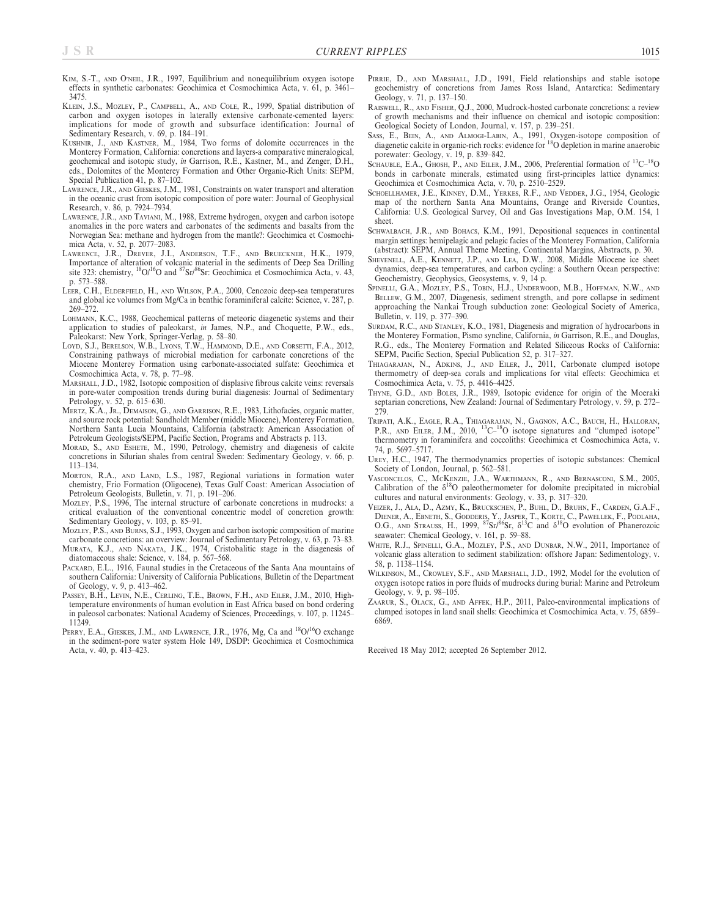Kim, S.-T., and O'neil, J.R., 1997, Equilibrium and nonequilibrium oxygen isotope effects in synthetic carbonates: Geochimica et Cosmochimica Acta, v. 61, p. 3461–3475.

Klein, J.S., Mozley, P., Campbell, A., and Cole, R., 1999, Spatial distribution of carbon and oxygen isotopes in laterally extensive carbonate-cemented layers: implications for mode of growth and subsurface identification: Journal of Sedimentary Research, v. 69, p. 184–191.

Kushnir, J., and Kastner, M., 1984, Two forms of dolomite occurrences in the Monterey Formation, California: concretions and layers-a comparative mineralogical, geochemical and isotopic study, *in* Garrison, R.E., Kastner, M., and Zenger, D.H., eds., Dolomites of the Monterey Formation and Other Organic-Rich Units: SEPM, Special Publication 41, p. 87–102.

Lawrence, J.R., and Gieskes, J.M., 1981, Constraints on water transport and alteration in the oceanic crust from isotopic composition of pore water: Journal of Geophysical Research, v. 86, p. 7924–7934.

Lawrence, J.R., and Taviani, M., 1988, Extreme hydrogen, oxygen and carbon isotope anomalies in the pore waters and carbonates of the sediments and basalts from the Norwegian Sea: methane and hydrogen from the mantle?: Geochimica et Cosmochimica Acta, v. 52, p. 2077–2083.

Lawrence, J.R., Drever, J.I., Anderson, T.F., and Brueckner, H.K., 1979, Importance of alteration of volcanic material in the sediments of Deep Sea Drilling site 323: chemistry, $^{18}O/^{16}O$ and $^{87}Sr/^{86}Sr$: Geochimica et Cosmochimica Acta, v. 43, p. 573–588.

Lear, C.H., Elderfield, H., and Wilson, P.A., 2000, Cenozoic deep-sea temperatures and global ice volumes from Mg/Ca in benthic foraminiferal calcite: Science, v. 287, p. 269–272.

Lohmann, K.C., 1988, Geochemical patterns of meteoric diagenetic systems and their application to studies of paleokarst, *in* James, N.P., and Choquette, P.W., eds., Paleokarst: New York, Springer-Verlag, p. 58–80.

Loyd, S.J., Berelson, W.B., Lyons, T.W., Hammond, D.E., and Corsetti, F.A., 2012, Constraining pathways of microbial mediation for carbonate concretions of the Miocene Monterey Formation using carbonate-associated sulfate: Geochimica et Cosmochimica Acta, v. 78, p. 77–98.

Marshall, J.D., 1982, Isotopic composition of displasive fibrous calcite veins: reversals in pore-water composition trends during burial diagenesis: Journal of Sedimentary Petrology, v. 52, p. 615–630.

Mertz, K.A., Jr., Demaison, G.J., and Garrison, R.E., 1983, Lithofacies, organic matter, and source rock potential: Sandholdt Member (middle Miocene), Monterey Formation, Northern Santa Lucia Mountains, California (abstract): American Association of Petroleum Geologists/SEPM, Pacific Section, Programs and Abstracts p. 113.

Morad, S., and Eshete, M., 1990, Petrology, chemistry and diagenesis of calcite concretions in Silurian shales from central Sweden: Sedimentary Geology, v. 66, p. 113–134.

Morton, R.A., and Land, L.S., 1987, Regional variations in formation water chemistry, Frio Formation (Oligocene), Texas Gulf Coast: American Association of Petroleum Geologists, Bulletin, v. 71, p. 191–206.

Mozley, P.S., 1996, The internal structure of carbonate concretions in mudrocks: a critical evaluation of the conventional concentric model of concretion growth: Sedimentary Geology, v. 103, p. 85–91.

Mozley, P.S., and Burns, S.J., 1993, Oxygen and carbon isotopic composition of marine carbonate concretions: an overview: Journal of Sedimentary Petrology, v. 63, p. 73–83.

Murata, K.J., and Nakata, J.K., 1974, Cristobalitic stage in the diagenesis of diatomaceous shale: Science, v. 184, p. 567–568.

Packard, E.L., 1916, Faunal studies in the Cretaceous of the Santa Ana mountains of southern California: University of California Publications, Bulletin of the Department of Geology, v. 9, p. 413–462.

Passey, B.H., Levin, N.E., Cerling, T.E., Brown, F.H., and Eiler, J.M., 2010, High-temperature environments of human evolution in East Africa based on bond ordering in paleosol carbonates: National Academy of Sciences, Proceedings, v. 107, p. 11245–11249.

Perry, E.A., Gieskes, J.M., and Lawrence, J.R., 1976, Mg, Ca and $^{18}O/^{16}O$ exchange in the sediment-pore water system Hole 149, DSDP: Geochimica et Cosmochimica Acta, v. 40, p. 413–423.

Pirrie, D., and Marshall, J.D., 1991, Field relationships and stable isotope geochemistry of concretions from James Ross Island, Antarctica: Sedimentary Geology, v. 71, p. 137–150.

Raiswell, R., and Fisher, Q.J., 2000, Mudrock-hosted carbonate concretions: a review of growth mechanisms and their influence on chemical and isotopic composition: Geological Society of London, Journal, v. 157, p. 239–251.

Sass, E., Bein, A., and Almogi-Labin, A., 1991, Oxygen-isotope composition of diagenetic calcite in organic-rich rocks: evidence for $^{18}O$ depletion in marine anaerobic porewater: Geology, v. 19, p. 839–842.

Schauble, E.A., Ghosh, P., and Eiler, J.M., 2006, Preferential formation of $^{13}C$–$^{18}O$ bonds in carbonate minerals, estimated using first-principles lattice dynamics: Geochimica et Cosmochimica Acta, v. 70, p. 2510–2529.

Schoellhamer, J.E., Kinney, D.M., Yerkes, R.F., and Vedder, J.G., 1954, Geologic map of the northern Santa Ana Mountains, Orange and Riverside Counties, California: U.S. Geological Survey, Oil and Gas Investigations Map, O.M. 154, 1 sheet.

Schwalbach, J.R., and Bohacs, K.M., 1991, Depositional sequences in continental margin settings: hemipelagic and pelagic facies of the Monterey Formation, California (abstract): SEPM, Annual Theme Meeting, Continental Margins, Abstracts, p. 30.

Shevenell, A.E., Kennett, J.P., and Lea, D.W., 2008, Middle Miocene ice sheet dynamics, deep-sea temperatures, and carbon cycling: a Southern Ocean perspective: Geochemistry, Geophysics, Geosystems, v. 9, 14 p.

Spinelli, G.A., Mozley, P.S., Tobin, H.J., Underwood, M.B., Hoffman, N.W., and Bellew, G.M., 2007, Diagenesis, sediment strength, and pore collapse in sediment approaching the Nankai Trough subduction zone: Geological Society of America, Bulletin, v. 119, p. 377–390.

Surdam, R.C., and Stanley, K.O., 1981, Diagenesis and migration of hydrocarbons in the Monterey Formation, Pismo syncline, California, *in* Garrison, R.E., and Douglas, R.G., eds., The Monterey Formation and Related Siliceous Rocks of California: SEPM, Pacific Section, Special Publication 52, p. 317–327.

Thiagarajan, N., Adkins, J., and Eiler, J., 2011, Carbonate clumped isotope thermometry of deep-sea corals and implications for vital effects: Geochimica et Cosmochimica Acta, v. 75, p. 4416–4425.

Thyne, G.D., and Boles, J.R., 1989, Isotopic evidence for origin of the Moeraki septarian concretions, New Zealand: Journal of Sedimentary Petrology, v. 59, p. 272–279.

Tripati, A.K., Eagle, R.A., Thiagarajan, N., Gagnon, A.C., Bauch, H., Halloran, P.R., and Eiler, J.M., 2010, $^{13}C$–$^{18}O$ isotope signatures and "clumped isotope" thermometry in foraminifera and coccoliths: Geochimica et Cosmochimica Acta, v. 74, p. 5697–5717.

Urey, H.C., 1947, The thermodynamics properties of isotopic substances: Chemical Society of London, Journal, p. 562–581.

Vasconcelos, C., McKenzie, J.A., Warthmann, R., and Bernasconi, S.M., 2005, Calibration of the $\delta^{18}O$ paleothermometer for dolomite precipitated in microbial cultures and natural environments: Geology, v. 33, p. 317–320.

Veizer, J., Ala, D., Azmy, K., Bruckschen, P., Buhl, D., Bruhn, F., Carden, G.A.F., Diener, A., Ebneth, S., Godderis, Y., Jasper, T., Korte, C., Pawellek, F., Podlaha, O.G., and Strauss, H., 1999, $^{87}Sr/^{86}Sr$, $\delta^{13}C$ and $\delta^{18}O$ evolution of Phanerozoic seawater: Chemical Geology, v. 161, p. 59–88.

White, R.J., Spinelli, G.A., Mozley, P.S., and Dunbar, N.W., 2011, Importance of volcanic glass alteration to sediment stabilization: offshore Japan: Sedimentology, v. 58, p. 1138–1154.

Wilkinson, M., Crowley, S.F., and Marshall, J.D., 1992, Model for the evolution of oxygen isotope ratios in pore fluids of mudrocks during burial: Marine and Petroleum Geology, v. 9, p. 98–105.

Zaarur, S., Olack, G., and Affek, H.P., 2011, Paleo-environmental implications of clumped isotopes in land snail shells: Geochimica et Cosmochimica Acta, v. 75, 6859–6869.

Received 18 May 2012; accepted 26 September 2012.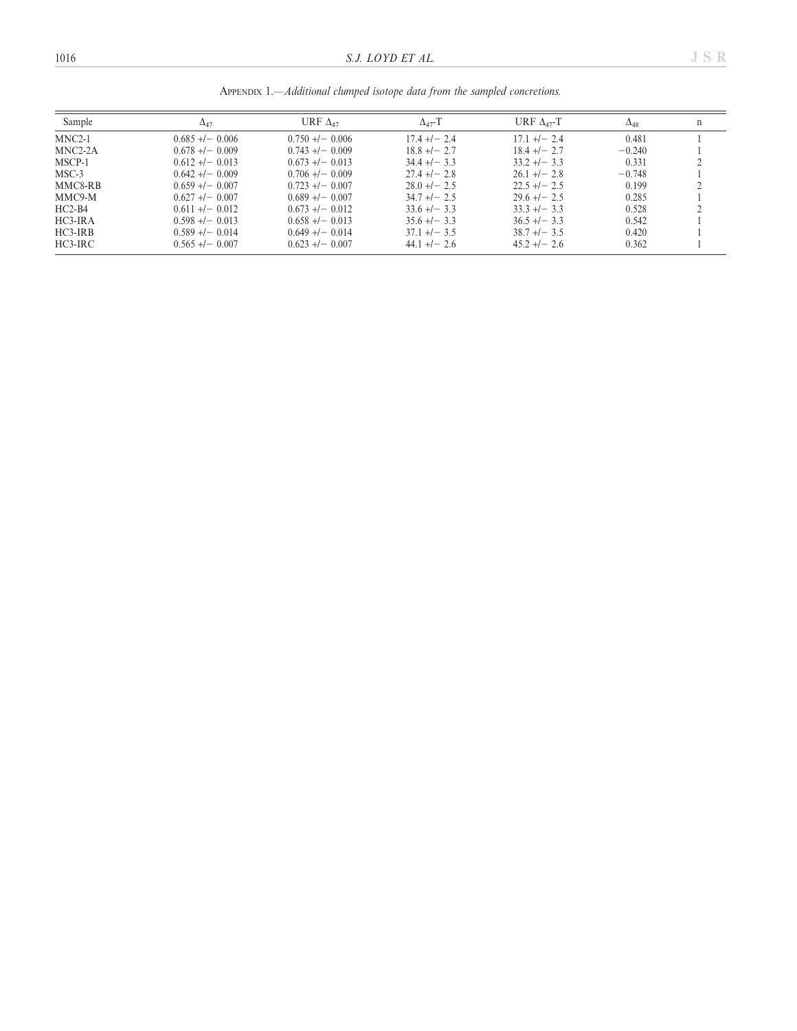APPENDIX 1.—*Additional clumped isotope data from the sampled concretions.*

| Sample | $\Delta_{47}$ | URF $\Delta_{47}$ | $\Delta_{47}$-T | URF $\Delta_{47}$-T | $\Delta_{48}$ | n |
|---|---|---|---|---|---|---|
| MNC2-1 | 0.685 +/− 0.006 | 0.750 +/− 0.006 | 17.4 +/− 2.4 | 17.1 +/− 2.4 | 0.481 | 1 |
| MNC2-2A | 0.678 +/− 0.009 | 0.743 +/− 0.009 | 18.8 +/− 2.7 | 18.4 +/− 2.7 | −0.240 | 1 |
| MSCP-1 | 0.612 +/− 0.013 | 0.673 +/− 0.013 | 34.4 +/− 3.3 | 33.2 +/− 3.3 | 0.331 | 2 |
| MSC-3 | 0.642 +/− 0.009 | 0.706 +/− 0.009 | 27.4 +/− 2.8 | 26.1 +/− 2.8 | −0.748 | 1 |
| MMC8-RB | 0.659 +/− 0.007 | 0.723 +/− 0.007 | 28.0 +/− 2.5 | 22.5 +/− 2.5 | 0.199 | 2 |
| MMC9-M | 0.627 +/− 0.007 | 0.689 +/− 0.007 | 34.7 +/− 2.5 | 29.6 +/− 2.5 | 0.285 | 1 |
| HC2-B4 | 0.611 +/− 0.012 | 0.673 +/− 0.012 | 33.6 +/− 3.3 | 33.3 +/− 3.3 | 0.528 | 2 |
| HC3-IRA | 0.598 +/− 0.013 | 0.658 +/− 0.013 | 35.6 +/− 3.3 | 36.5 +/− 3.3 | 0.542 | 1 |
| HC3-IRB | 0.589 +/− 0.014 | 0.649 +/− 0.014 | 37.1 +/− 3.5 | 38.7 +/− 3.5 | 0.420 | 1 |
| HC3-IRC | 0.565 +/− 0.007 | 0.623 +/− 0.007 | 44.1 +/− 2.6 | 45.2 +/− 2.6 | 0.362 | 1 |